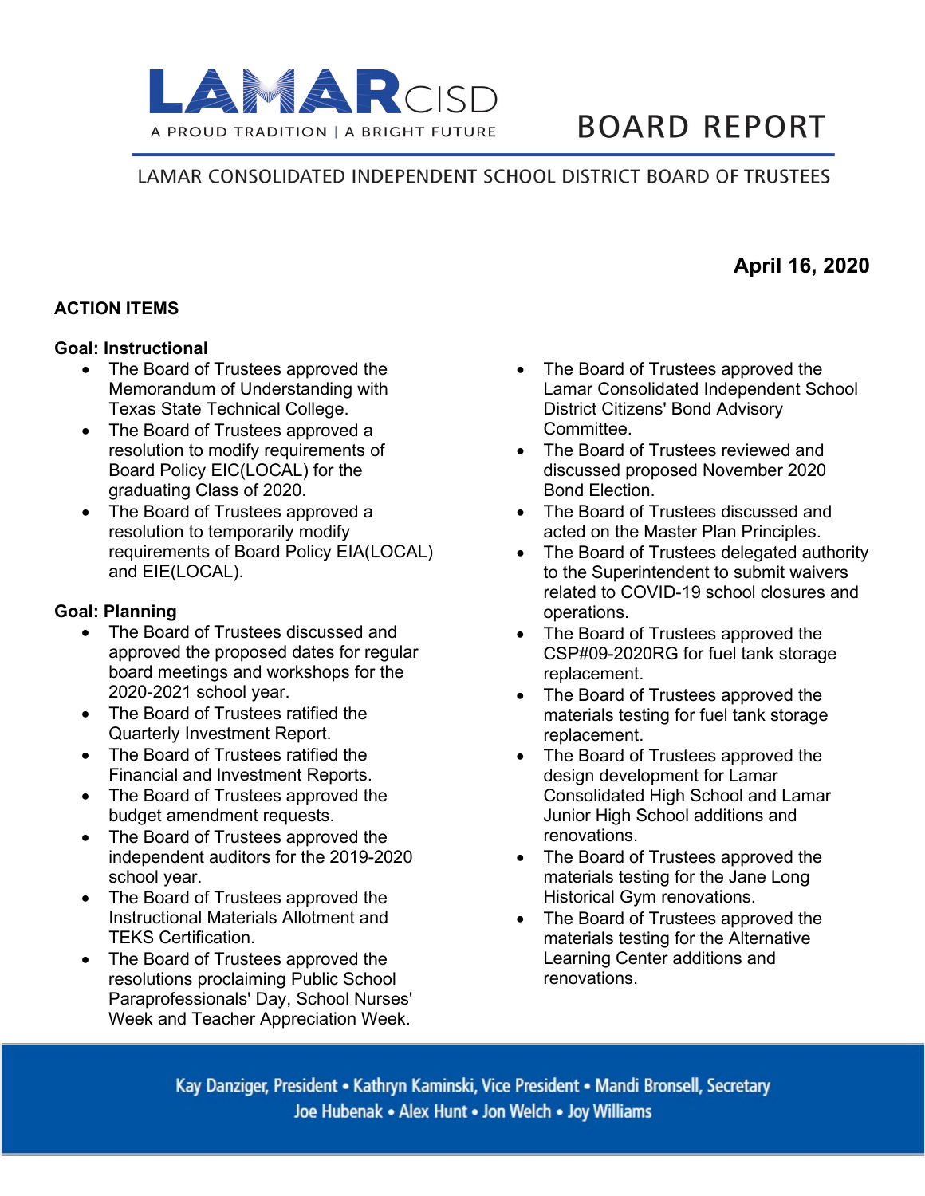# LAMAR CISD

A PROUD TRADITION | A BRIGHT FUTURE

# BOARD REPORT

LAMAR CONSOLIDATED INDEPENDENT SCHOOL DISTRICT BOARD OF TRUSTEES

**April 16, 2020**

## ACTION ITEMS

### Goal: Instructional

- The Board of Trustees approved the Memorandum of Understanding with Texas State Technical College.
- The Board of Trustees approved a resolution to modify requirements of Board Policy EIC(LOCAL) for the graduating Class of 2020.
- The Board of Trustees approved a resolution to temporarily modify requirements of Board Policy EIA(LOCAL) and EIE(LOCAL).

### Goal: Planning

- The Board of Trustees discussed and approved the proposed dates for regular board meetings and workshops for the 2020-2021 school year.
- The Board of Trustees ratified the Quarterly Investment Report.
- The Board of Trustees ratified the Financial and Investment Reports.
- The Board of Trustees approved the budget amendment requests.
- The Board of Trustees approved the independent auditors for the 2019-2020 school year.
- The Board of Trustees approved the Instructional Materials Allotment and TEKS Certification.
- The Board of Trustees approved the resolutions proclaiming Public School Paraprofessionals' Day, School Nurses' Week and Teacher Appreciation Week.
- The Board of Trustees approved the Lamar Consolidated Independent School District Citizens' Bond Advisory Committee.
- The Board of Trustees reviewed and discussed proposed November 2020 Bond Election.
- The Board of Trustees discussed and acted on the Master Plan Principles.
- The Board of Trustees delegated authority to the Superintendent to submit waivers related to COVID-19 school closures and operations.
- The Board of Trustees approved the CSP#09-2020RG for fuel tank storage replacement.
- The Board of Trustees approved the materials testing for fuel tank storage replacement.
- The Board of Trustees approved the design development for Lamar Consolidated High School and Lamar Junior High School additions and renovations.
- The Board of Trustees approved the materials testing for the Jane Long Historical Gym renovations.
- The Board of Trustees approved the materials testing for the Alternative Learning Center additions and renovations.

Kay Danziger, President • Kathryn Kaminski, Vice President • Mandi Bronsell, Secretary
Joe Hubenak • Alex Hunt • Jon Welch • Joy Williams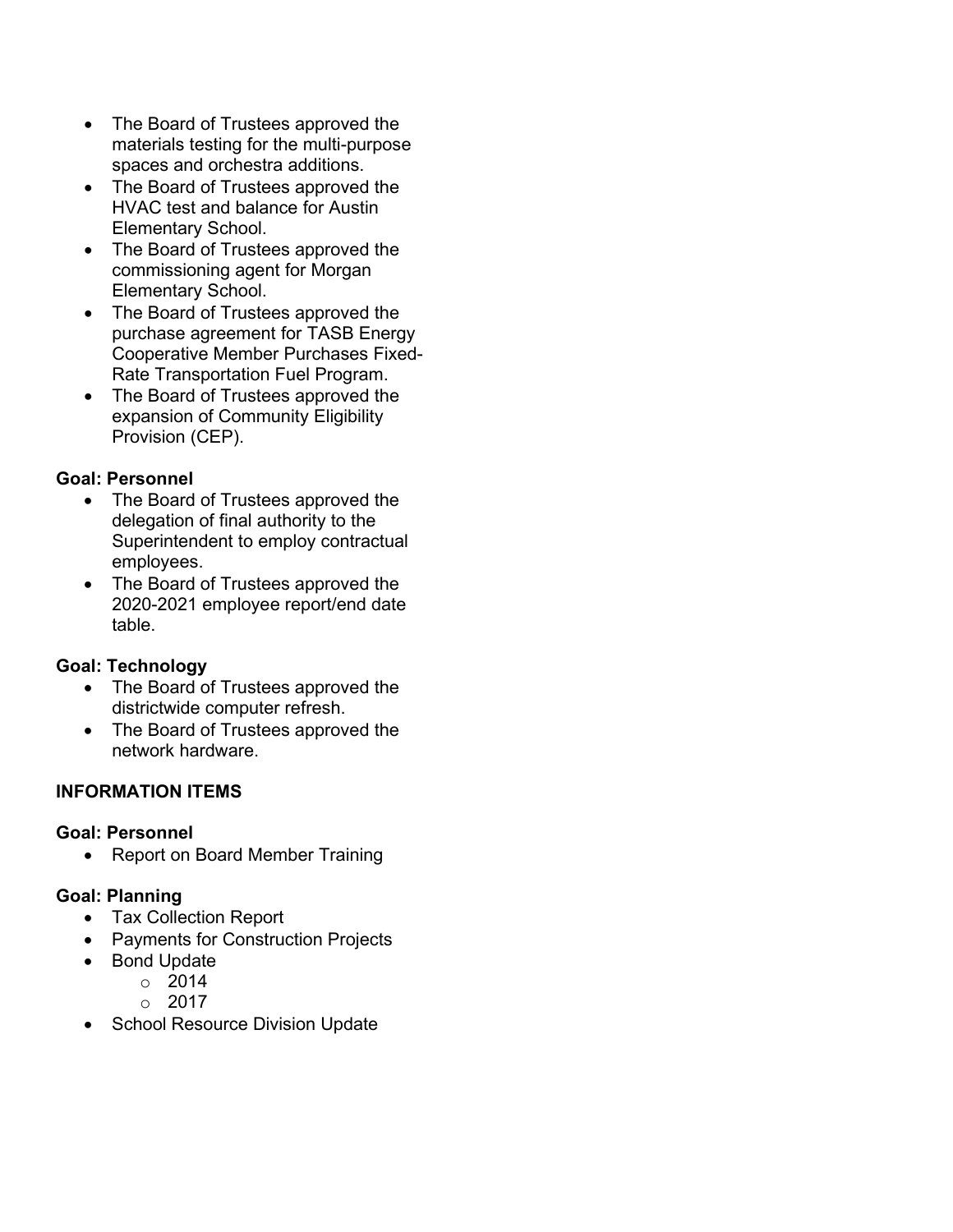- The Board of Trustees approved the materials testing for the multi-purpose spaces and orchestra additions.
- The Board of Trustees approved the HVAC test and balance for Austin Elementary School.
- The Board of Trustees approved the commissioning agent for Morgan Elementary School.
- The Board of Trustees approved the purchase agreement for TASB Energy Cooperative Member Purchases Fixed-Rate Transportation Fuel Program.
- The Board of Trustees approved the expansion of Community Eligibility Provision (CEP).

**Goal: Personnel**

- The Board of Trustees approved the delegation of final authority to the Superintendent to employ contractual employees.
- The Board of Trustees approved the 2020-2021 employee report/end date table.

**Goal: Technology**

- The Board of Trustees approved the districtwide computer refresh.
- The Board of Trustees approved the network hardware.

**INFORMATION ITEMS**

**Goal: Personnel**

- Report on Board Member Training

**Goal: Planning**

- Tax Collection Report
- Payments for Construction Projects
- Bond Update
  - 2014
  - 2017
- School Resource Division Update